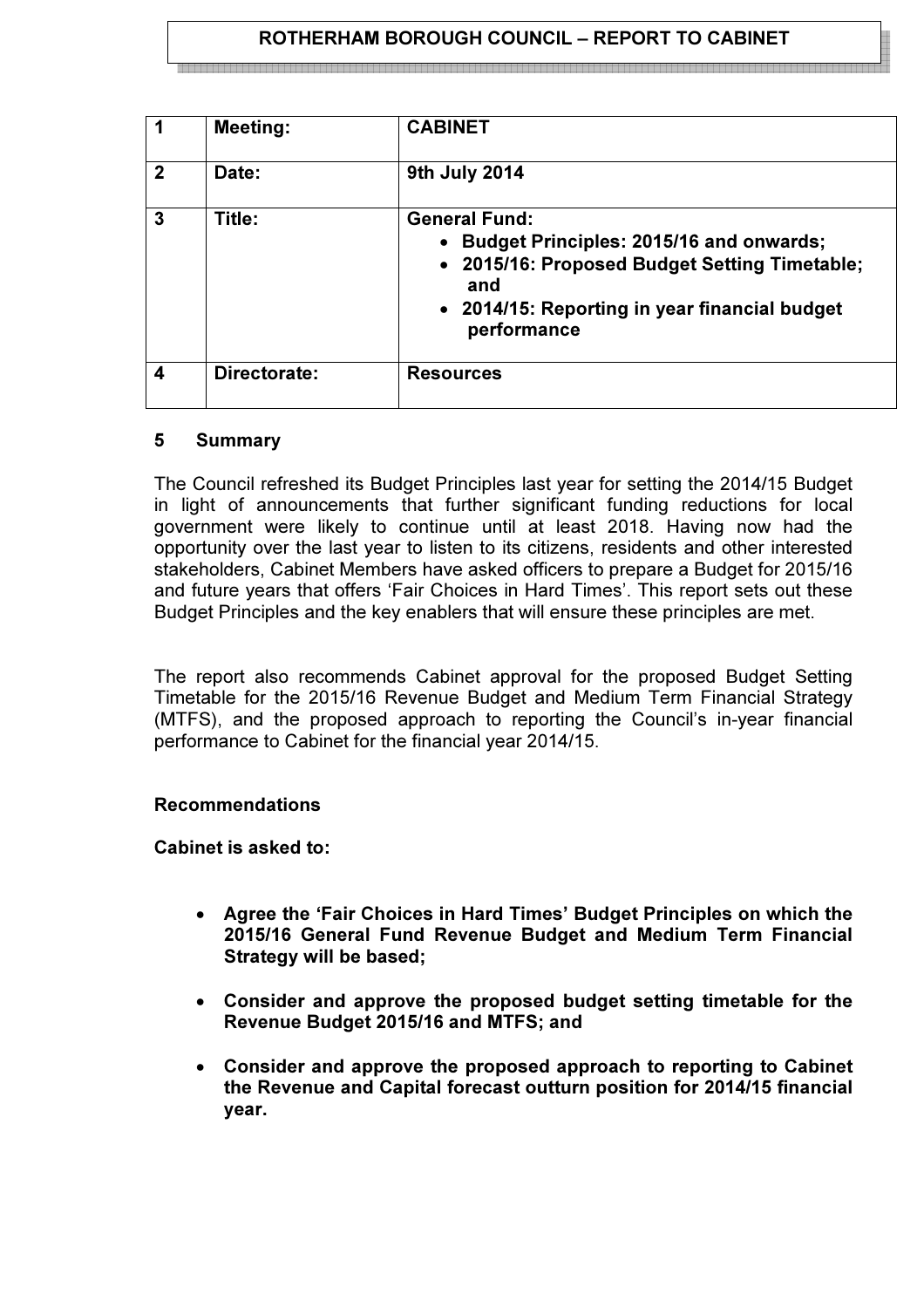# ROTHERHAM BOROUGH COUNCIL – REPORT TO CABINET

| 1 | **Meeting:** | **CABINET** |
|---|---|---|
| 2 | **Date:** | **9th July 2014** |
| 3 | **Title:** | **General Fund:**<br>• **Budget Principles: 2015/16 and onwards;**<br>• **2015/16: Proposed Budget Setting Timetable; and**<br>• **2014/15: Reporting in year financial budget performance** |
| 4 | **Directorate:** | **Resources** |

## 5 Summary

The Council refreshed its Budget Principles last year for setting the 2014/15 Budget in light of announcements that further significant funding reductions for local government were likely to continue until at least 2018. Having now had the opportunity over the last year to listen to its citizens, residents and other interested stakeholders, Cabinet Members have asked officers to prepare a Budget for 2015/16 and future years that offers 'Fair Choices in Hard Times'. This report sets out these Budget Principles and the key enablers that will ensure these principles are met.

The report also recommends Cabinet approval for the proposed Budget Setting Timetable for the 2015/16 Revenue Budget and Medium Term Financial Strategy (MTFS), and the proposed approach to reporting the Council's in-year financial performance to Cabinet for the financial year 2014/15.

### Recommendations

**Cabinet is asked to:**

- **Agree the 'Fair Choices in Hard Times' Budget Principles on which the 2015/16 General Fund Revenue Budget and Medium Term Financial Strategy will be based;**
- **Consider and approve the proposed budget setting timetable for the Revenue Budget 2015/16 and MTFS; and**
- **Consider and approve the proposed approach to reporting to Cabinet the Revenue and Capital forecast outturn position for 2014/15 financial year.**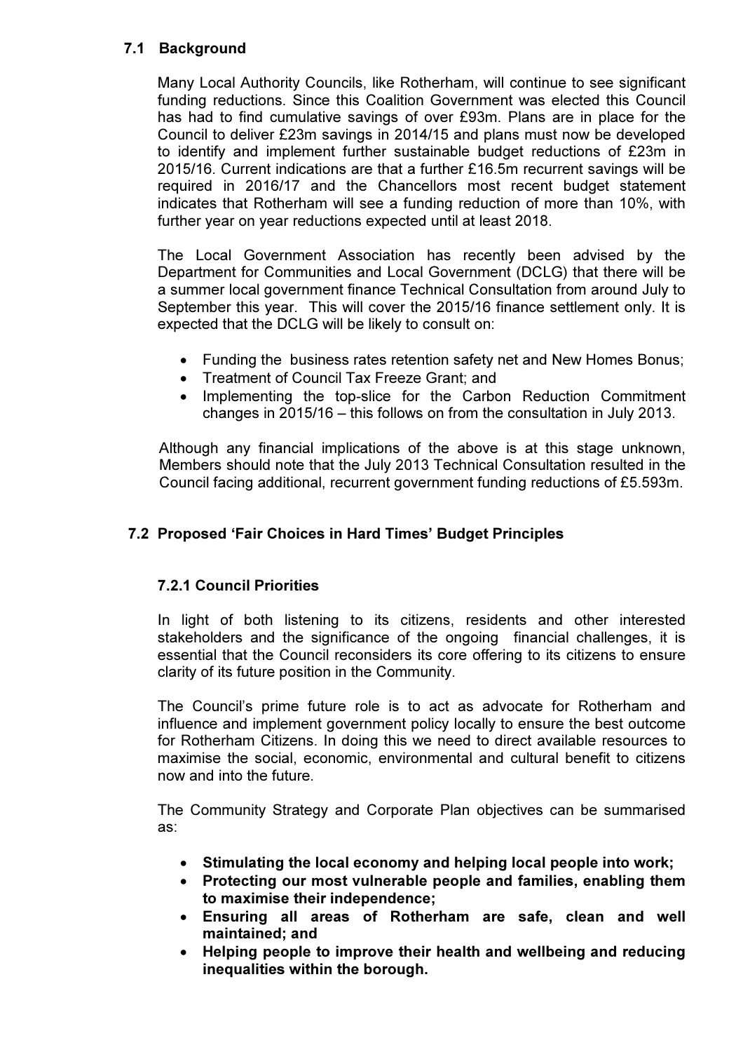## 7.1 Background

Many Local Authority Councils, like Rotherham, will continue to see significant funding reductions. Since this Coalition Government was elected this Council has had to find cumulative savings of over £93m. Plans are in place for the Council to deliver £23m savings in 2014/15 and plans must now be developed to identify and implement further sustainable budget reductions of £23m in 2015/16. Current indications are that a further £16.5m recurrent savings will be required in 2016/17 and the Chancellors most recent budget statement indicates that Rotherham will see a funding reduction of more than 10%, with further year on year reductions expected until at least 2018.

The Local Government Association has recently been advised by the Department for Communities and Local Government (DCLG) that there will be a summer local government finance Technical Consultation from around July to September this year. This will cover the 2015/16 finance settlement only. It is expected that the DCLG will be likely to consult on:

- Funding the business rates retention safety net and New Homes Bonus;
- Treatment of Council Tax Freeze Grant; and
- Implementing the top-slice for the Carbon Reduction Commitment changes in 2015/16 – this follows on from the consultation in July 2013.

Although any financial implications of the above is at this stage unknown, Members should note that the July 2013 Technical Consultation resulted in the Council facing additional, recurrent government funding reductions of £5.593m.

## 7.2 Proposed 'Fair Choices in Hard Times' Budget Principles

### 7.2.1 Council Priorities

In light of both listening to its citizens, residents and other interested stakeholders and the significance of the ongoing financial challenges, it is essential that the Council reconsiders its core offering to its citizens to ensure clarity of its future position in the Community.

The Council's prime future role is to act as advocate for Rotherham and influence and implement government policy locally to ensure the best outcome for Rotherham Citizens. In doing this we need to direct available resources to maximise the social, economic, environmental and cultural benefit to citizens now and into the future.

The Community Strategy and Corporate Plan objectives can be summarised as:

- **Stimulating the local economy and helping local people into work;**
- **Protecting our most vulnerable people and families, enabling them to maximise their independence;**
- **Ensuring all areas of Rotherham are safe, clean and well maintained; and**
- **Helping people to improve their health and wellbeing and reducing inequalities within the borough.**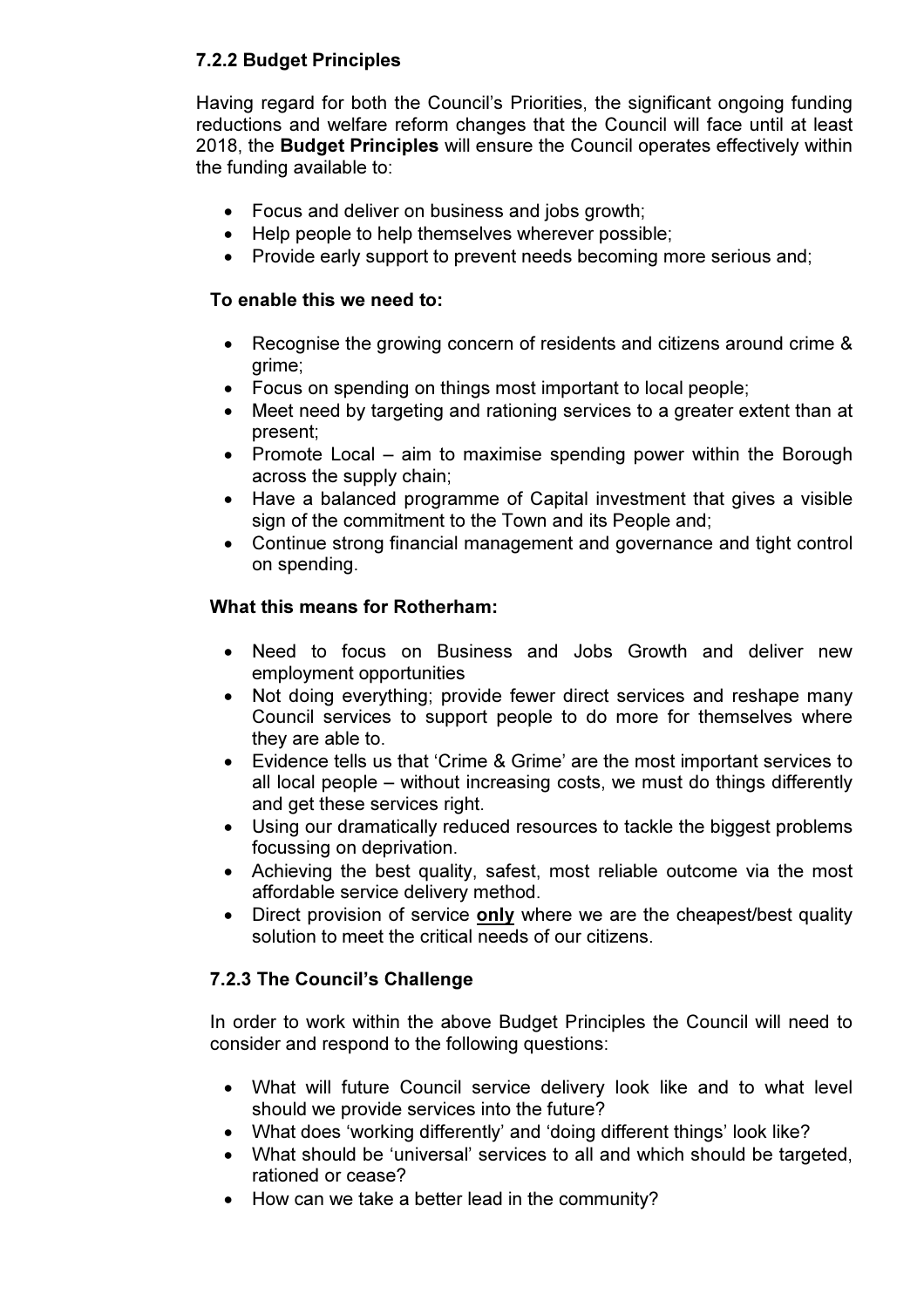### 7.2.2 Budget Principles

Having regard for both the Council's Priorities, the significant ongoing funding reductions and welfare reform changes that the Council will face until at least 2018, the **Budget Principles** will ensure the Council operates effectively within the funding available to:

- Focus and deliver on business and jobs growth;
- Help people to help themselves wherever possible;
- Provide early support to prevent needs becoming more serious and;

**To enable this we need to:**

- Recognise the growing concern of residents and citizens around crime & grime;
- Focus on spending on things most important to local people;
- Meet need by targeting and rationing services to a greater extent than at present;
- Promote Local – aim to maximise spending power within the Borough across the supply chain;
- Have a balanced programme of Capital investment that gives a visible sign of the commitment to the Town and its People and;
- Continue strong financial management and governance and tight control on spending.

**What this means for Rotherham:**

- Need to focus on Business and Jobs Growth and deliver new employment opportunities
- Not doing everything; provide fewer direct services and reshape many Council services to support people to do more for themselves where they are able to.
- Evidence tells us that 'Crime & Grime' are the most important services to all local people – without increasing costs, we must do things differently and get these services right.
- Using our dramatically reduced resources to tackle the biggest problems focussing on deprivation.
- Achieving the best quality, safest, most reliable outcome via the most affordable service delivery method.
- Direct provision of service **only** where we are the cheapest/best quality solution to meet the critical needs of our citizens.

### 7.2.3 The Council's Challenge

In order to work within the above Budget Principles the Council will need to consider and respond to the following questions:

- What will future Council service delivery look like and to what level should we provide services into the future?
- What does 'working differently' and 'doing different things' look like?
- What should be 'universal' services to all and which should be targeted, rationed or cease?
- How can we take a better lead in the community?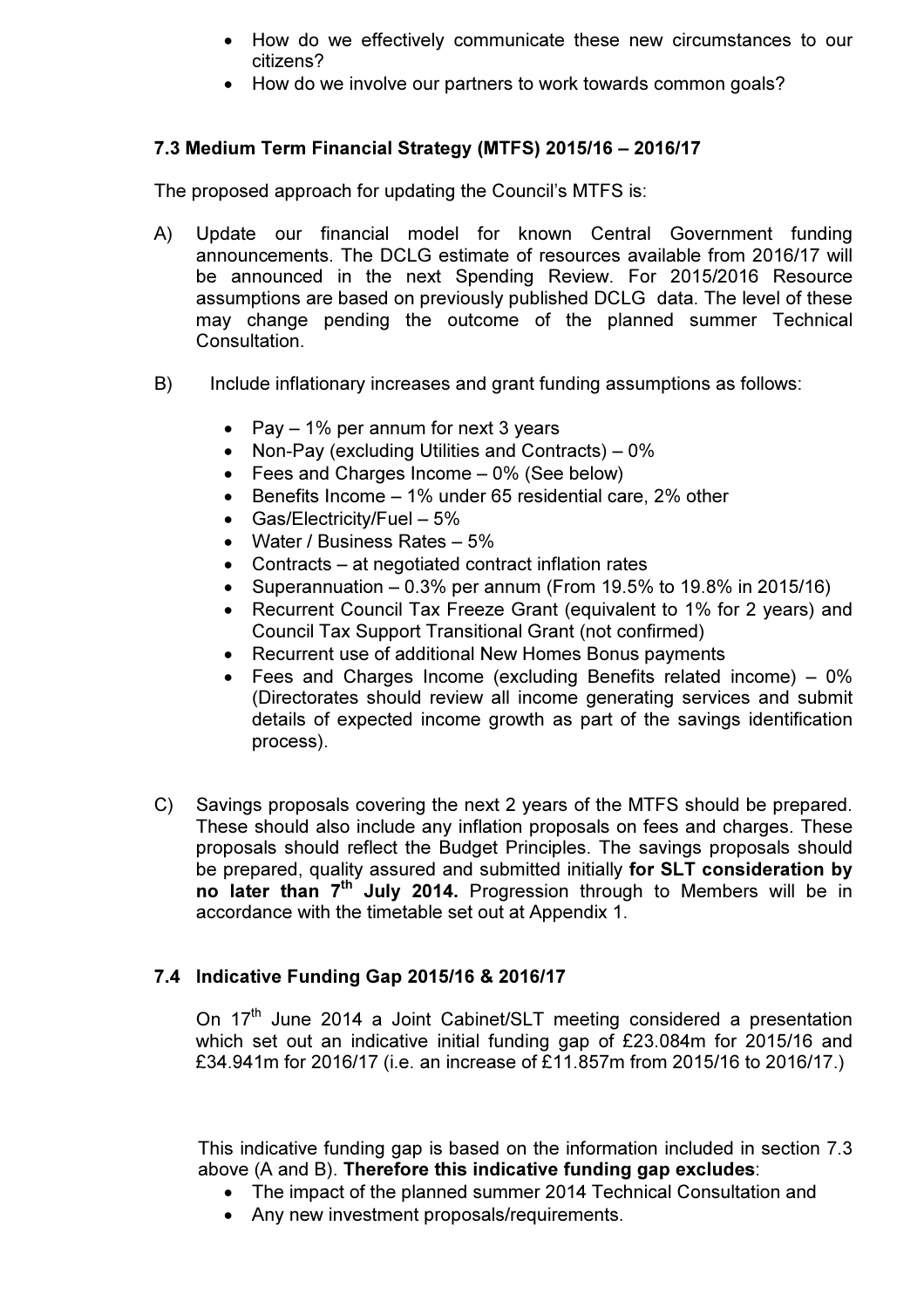- How do we effectively communicate these new circumstances to our citizens?
- How do we involve our partners to work towards common goals?

### 7.3 Medium Term Financial Strategy (MTFS) 2015/16 – 2016/17

The proposed approach for updating the Council's MTFS is:

A) Update our financial model for known Central Government funding announcements. The DCLG estimate of resources available from 2016/17 will be announced in the next Spending Review. For 2015/2016 Resource assumptions are based on previously published DCLG data. The level of these may change pending the outcome of the planned summer Technical Consultation.

B) Include inflationary increases and grant funding assumptions as follows:

- Pay – 1% per annum for next 3 years
- Non-Pay (excluding Utilities and Contracts) – 0%
- Fees and Charges Income – 0% (See below)
- Benefits Income – 1% under 65 residential care, 2% other
- Gas/Electricity/Fuel – 5%
- Water / Business Rates – 5%
- Contracts – at negotiated contract inflation rates
- Superannuation – 0.3% per annum (From 19.5% to 19.8% in 2015/16)
- Recurrent Council Tax Freeze Grant (equivalent to 1% for 2 years) and Council Tax Support Transitional Grant (not confirmed)
- Recurrent use of additional New Homes Bonus payments
- Fees and Charges Income (excluding Benefits related income) – 0% (Directorates should review all income generating services and submit details of expected income growth as part of the savings identification process).

C) Savings proposals covering the next 2 years of the MTFS should be prepared. These should also include any inflation proposals on fees and charges. These proposals should reflect the Budget Principles. The savings proposals should be prepared, quality assured and submitted initially **for SLT consideration by no later than 7th July 2014.** Progression through to Members will be in accordance with the timetable set out at Appendix 1.

### 7.4 Indicative Funding Gap 2015/16 & 2016/17

On 17th June 2014 a Joint Cabinet/SLT meeting considered a presentation which set out an indicative initial funding gap of £23.084m for 2015/16 and £34.941m for 2016/17 (i.e. an increase of £11.857m from 2015/16 to 2016/17.)

This indicative funding gap is based on the information included in section 7.3 above (A and B). **Therefore this indicative funding gap excludes**:

- The impact of the planned summer 2014 Technical Consultation and
- Any new investment proposals/requirements.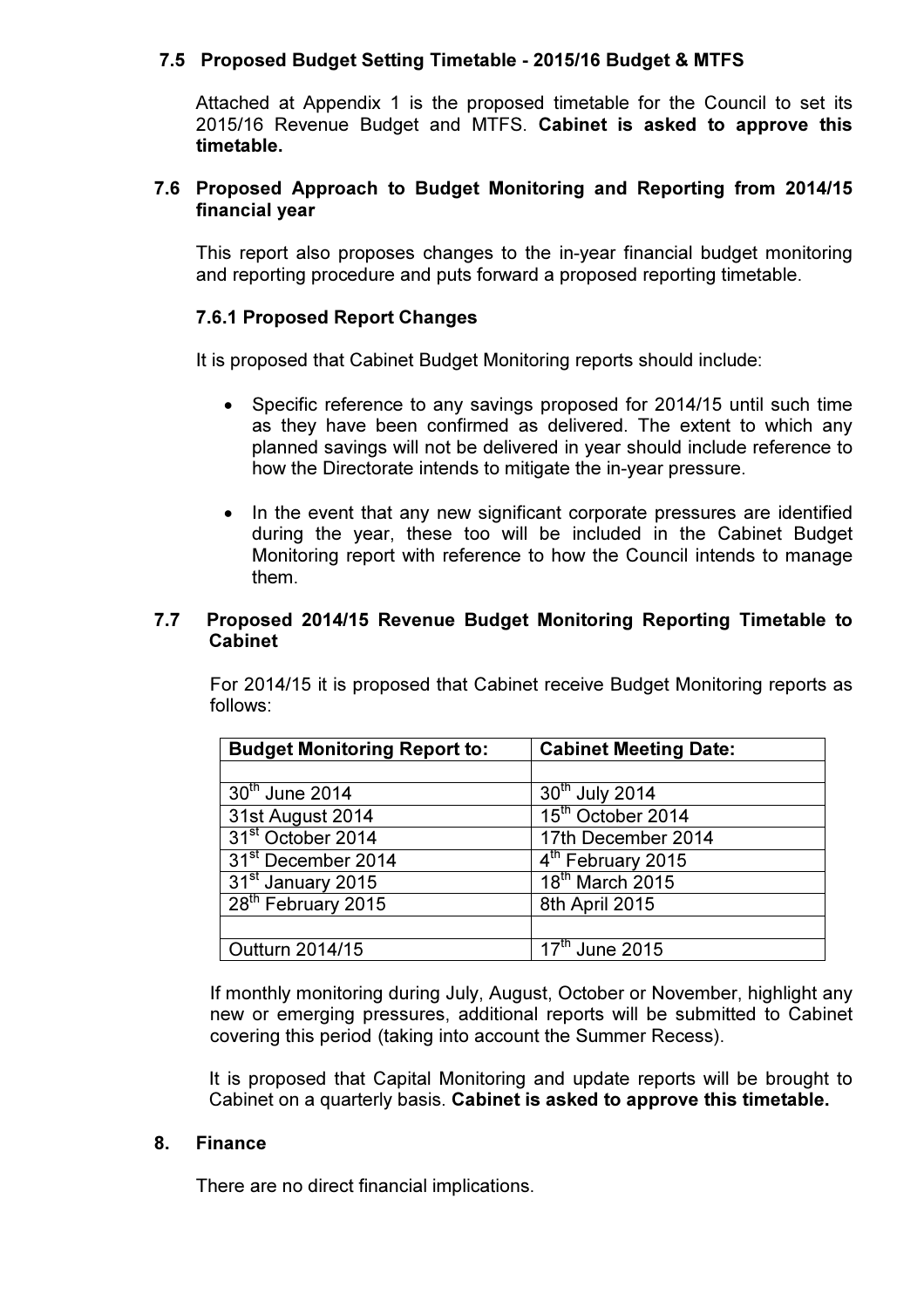### 7.5 Proposed Budget Setting Timetable - 2015/16 Budget & MTFS

Attached at Appendix 1 is the proposed timetable for the Council to set its 2015/16 Revenue Budget and MTFS. **Cabinet is asked to approve this timetable.**

### 7.6 Proposed Approach to Budget Monitoring and Reporting from 2014/15 financial year

This report also proposes changes to the in-year financial budget monitoring and reporting procedure and puts forward a proposed reporting timetable.

#### 7.6.1 Proposed Report Changes

It is proposed that Cabinet Budget Monitoring reports should include:

- Specific reference to any savings proposed for 2014/15 until such time as they have been confirmed as delivered. The extent to which any planned savings will not be delivered in year should include reference to how the Directorate intends to mitigate the in-year pressure.
- In the event that any new significant corporate pressures are identified during the year, these too will be included in the Cabinet Budget Monitoring report with reference to how the Council intends to manage them.

### 7.7 Proposed 2014/15 Revenue Budget Monitoring Reporting Timetable to Cabinet

For 2014/15 it is proposed that Cabinet receive Budget Monitoring reports as follows:

| Budget Monitoring Report to: | Cabinet Meeting Date: |
|---|---|
| | |
| 30th June 2014 | 30th July 2014 |
| 31st August 2014 | 15th October 2014 |
| 31st October 2014 | 17th December 2014 |
| 31st December 2014 | 4th February 2015 |
| 31st January 2015 | 18th March 2015 |
| 28th February 2015 | 8th April 2015 |
| | |
| Outturn 2014/15 | 17th June 2015 |

If monthly monitoring during July, August, October or November, highlight any new or emerging pressures, additional reports will be submitted to Cabinet covering this period (taking into account the Summer Recess).

It is proposed that Capital Monitoring and update reports will be brought to Cabinet on a quarterly basis. **Cabinet is asked to approve this timetable.**

### 8. Finance

There are no direct financial implications.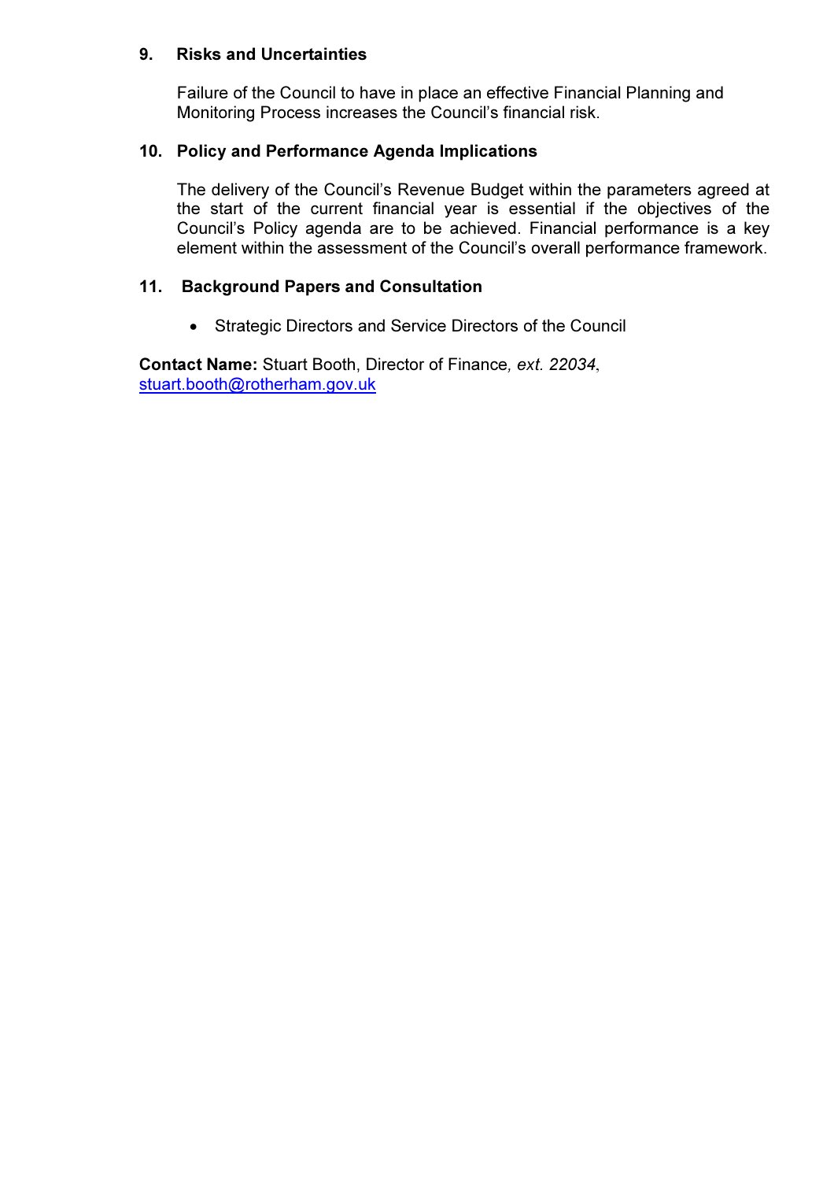## 9. Risks and Uncertainties

Failure of the Council to have in place an effective Financial Planning and Monitoring Process increases the Council's financial risk.

## 10. Policy and Performance Agenda Implications

The delivery of the Council's Revenue Budget within the parameters agreed at the start of the current financial year is essential if the objectives of the Council's Policy agenda are to be achieved. Financial performance is a key element within the assessment of the Council's overall performance framework.

## 11. Background Papers and Consultation

- Strategic Directors and Service Directors of the Council

**Contact Name:** Stuart Booth, Director of Finance, *ext. 22034*, stuart.booth@rotherham.gov.uk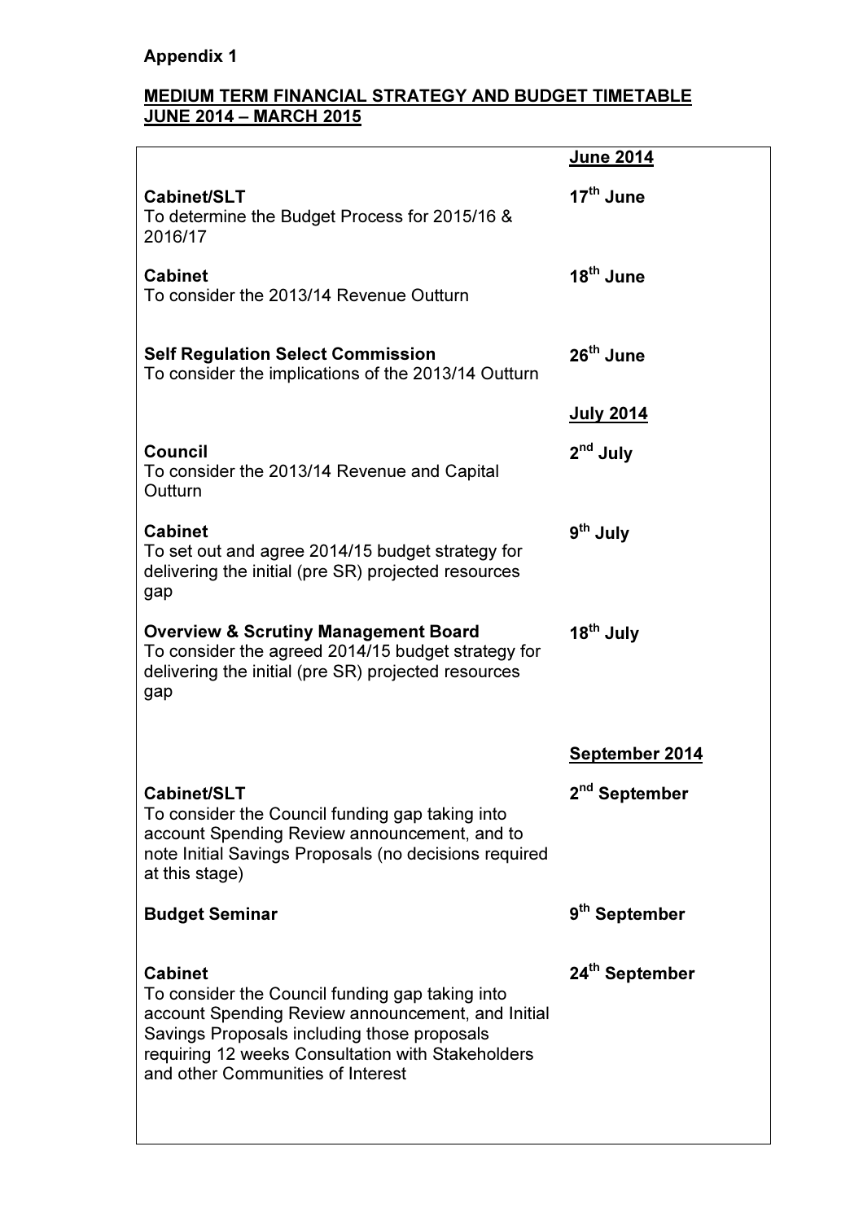**Appendix 1**

**MEDIUM TERM FINANCIAL STRATEGY AND BUDGET TIMETABLE JUNE 2014 – MARCH 2015**

| | |
|---|---|
| | **June 2014** |
| **Cabinet/SLT**<br>To determine the Budget Process for 2015/16 & 2016/17 | **17th June** |
| **Cabinet**<br>To consider the 2013/14 Revenue Outturn | **18th June** |
| **Self Regulation Select Commission**<br>To consider the implications of the 2013/14 Outturn | **26th June** |
| | **July 2014** |
| **Council**<br>To consider the 2013/14 Revenue and Capital Outturn | **2nd July** |
| **Cabinet**<br>To set out and agree 2014/15 budget strategy for delivering the initial (pre SR) projected resources gap | **9th July** |
| **Overview & Scrutiny Management Board**<br>To consider the agreed 2014/15 budget strategy for delivering the initial (pre SR) projected resources gap | **18th July** |
| | **September 2014** |
| **Cabinet/SLT**<br>To consider the Council funding gap taking into account Spending Review announcement, and to note Initial Savings Proposals (no decisions required at this stage) | **2nd September** |
| **Budget Seminar** | **9th September** |
| **Cabinet**<br>To consider the Council funding gap taking into account Spending Review announcement, and Initial Savings Proposals including those proposals requiring 12 weeks Consultation with Stakeholders and other Communities of Interest | **24th September** |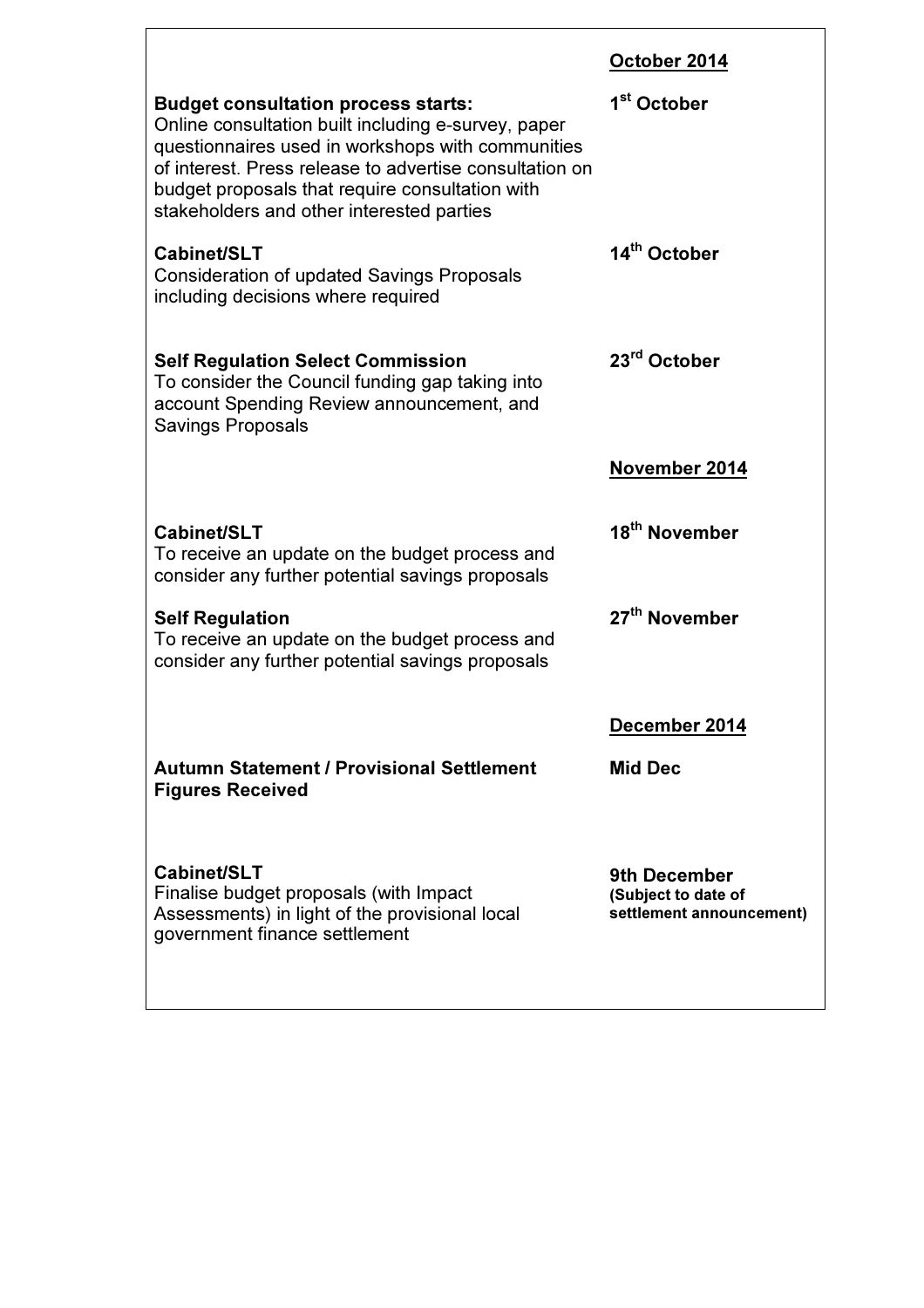| | **October 2014** |
|---|---|
| **Budget consultation process starts:** Online consultation built including e-survey, paper questionnaires used in workshops with communities of interest. Press release to advertise consultation on budget proposals that require consultation with stakeholders and other interested parties | **1st October** |
| **Cabinet/SLT** Consideration of updated Savings Proposals including decisions where required | **14th October** |
| **Self Regulation Select Commission** To consider the Council funding gap taking into account Spending Review announcement, and Savings Proposals | **23rd October** |
| | **November 2014** |
| **Cabinet/SLT** To receive an update on the budget process and consider any further potential savings proposals | **18th November** |
| **Self Regulation** To receive an update on the budget process and consider any further potential savings proposals | **27th November** |
| | **December 2014** |
| **Autumn Statement / Provisional Settlement Figures Received** | **Mid Dec** |
| **Cabinet/SLT** Finalise budget proposals (with Impact Assessments) in light of the provisional local government finance settlement | **9th December (Subject to date of settlement announcement)** |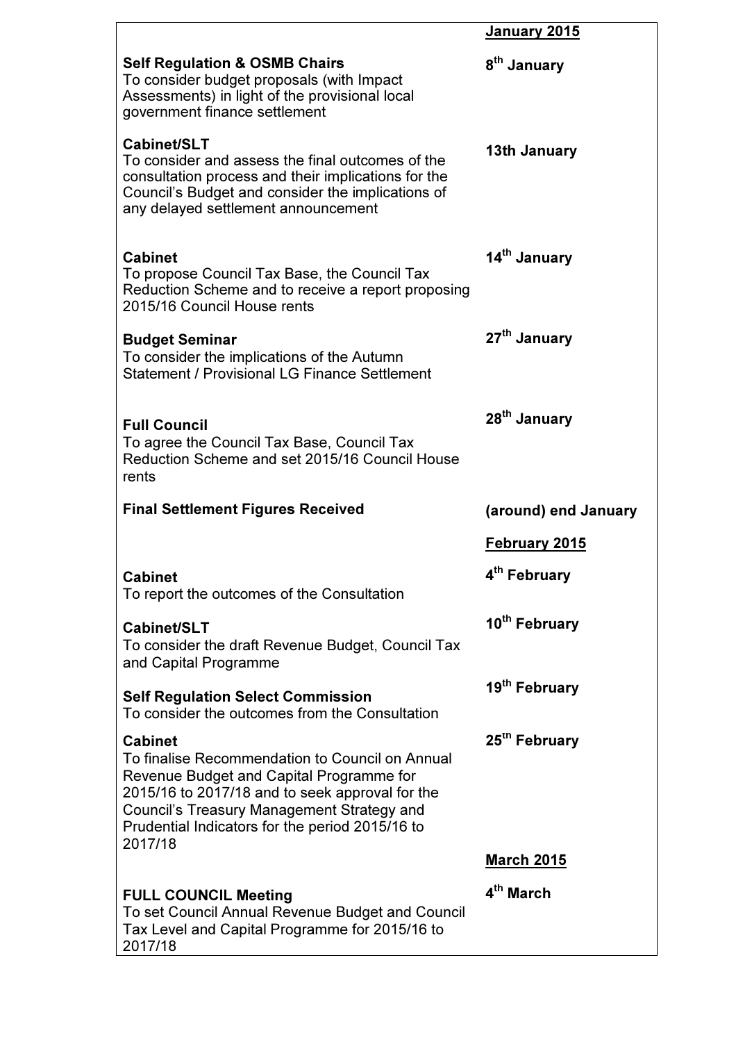| | |
|---|---|
| | **January 2015** |
| **Self Regulation & OSMB Chairs**<br>To consider budget proposals (with Impact Assessments) in light of the provisional local government finance settlement | **8th January** |
| **Cabinet/SLT**<br>To consider and assess the final outcomes of the consultation process and their implications for the Council's Budget and consider the implications of any delayed settlement announcement | **13th January** |
| **Cabinet**<br>To propose Council Tax Base, the Council Tax Reduction Scheme and to receive a report proposing 2015/16 Council House rents | **14th January** |
| **Budget Seminar**<br>To consider the implications of the Autumn Statement / Provisional LG Finance Settlement | **27th January** |
| **Full Council**<br>To agree the Council Tax Base, Council Tax Reduction Scheme and set 2015/16 Council House rents | **28th January** |
| **Final Settlement Figures Received** | **(around) end January** |
| | **February 2015** |
| **Cabinet**<br>To report the outcomes of the Consultation | **4th February** |
| **Cabinet/SLT**<br>To consider the draft Revenue Budget, Council Tax and Capital Programme | **10th February** |
| **Self Regulation Select Commission**<br>To consider the outcomes from the Consultation | **19th February** |
| **Cabinet**<br>To finalise Recommendation to Council on Annual Revenue Budget and Capital Programme for 2015/16 to 2017/18 and to seek approval for the Council's Treasury Management Strategy and Prudential Indicators for the period 2015/16 to 2017/18 | **25th February** |
| | **March 2015** |
| **FULL COUNCIL Meeting**<br>To set Council Annual Revenue Budget and Council Tax Level and Capital Programme for 2015/16 to 2017/18 | **4th March** |